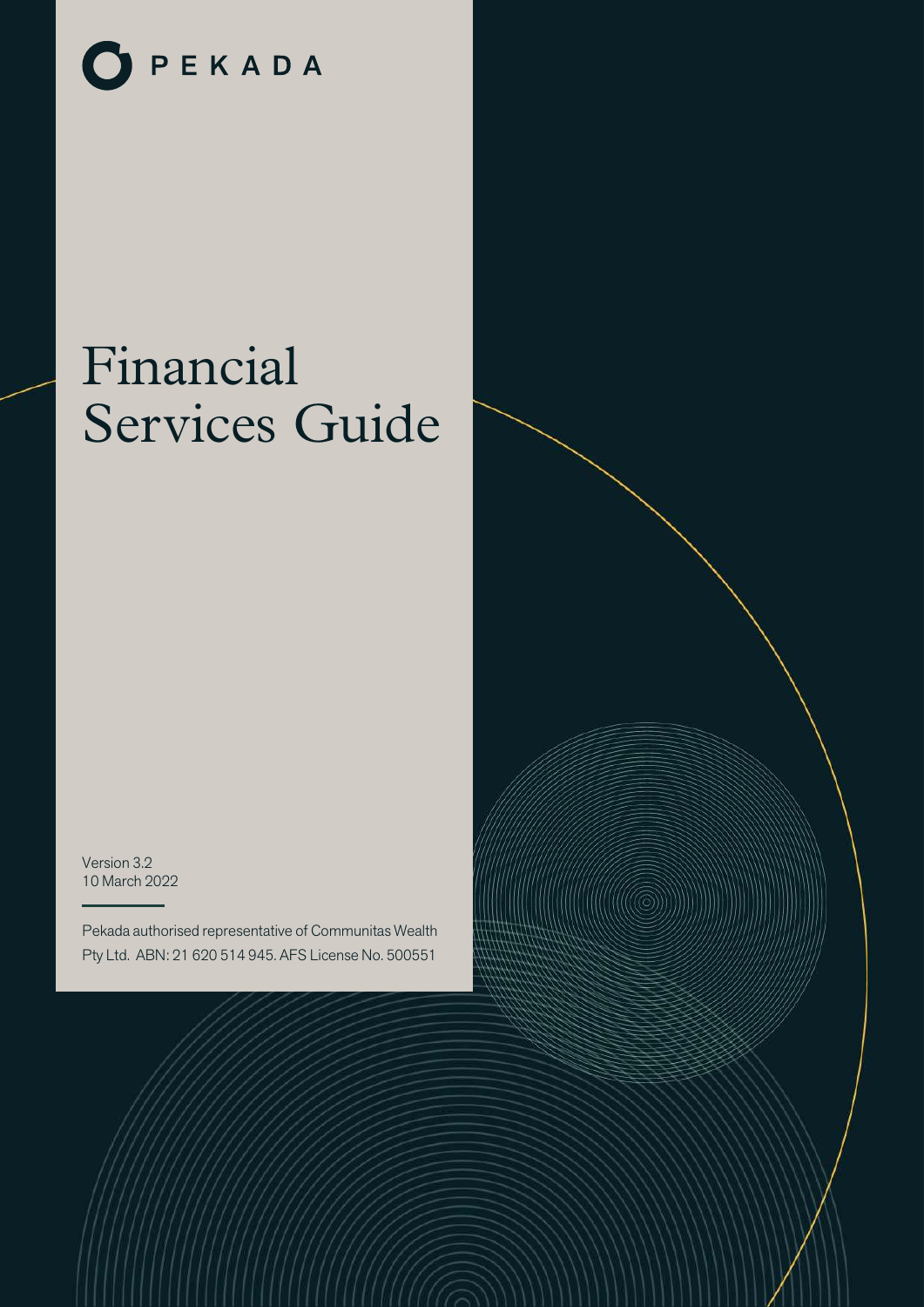PEKADA

# Financial Services Guide

Version 3.2
10 March 2022

Pekada authorised representative of Communitas Wealth Pty Ltd. ABN: 21 620 514 945. AFS License No. 500551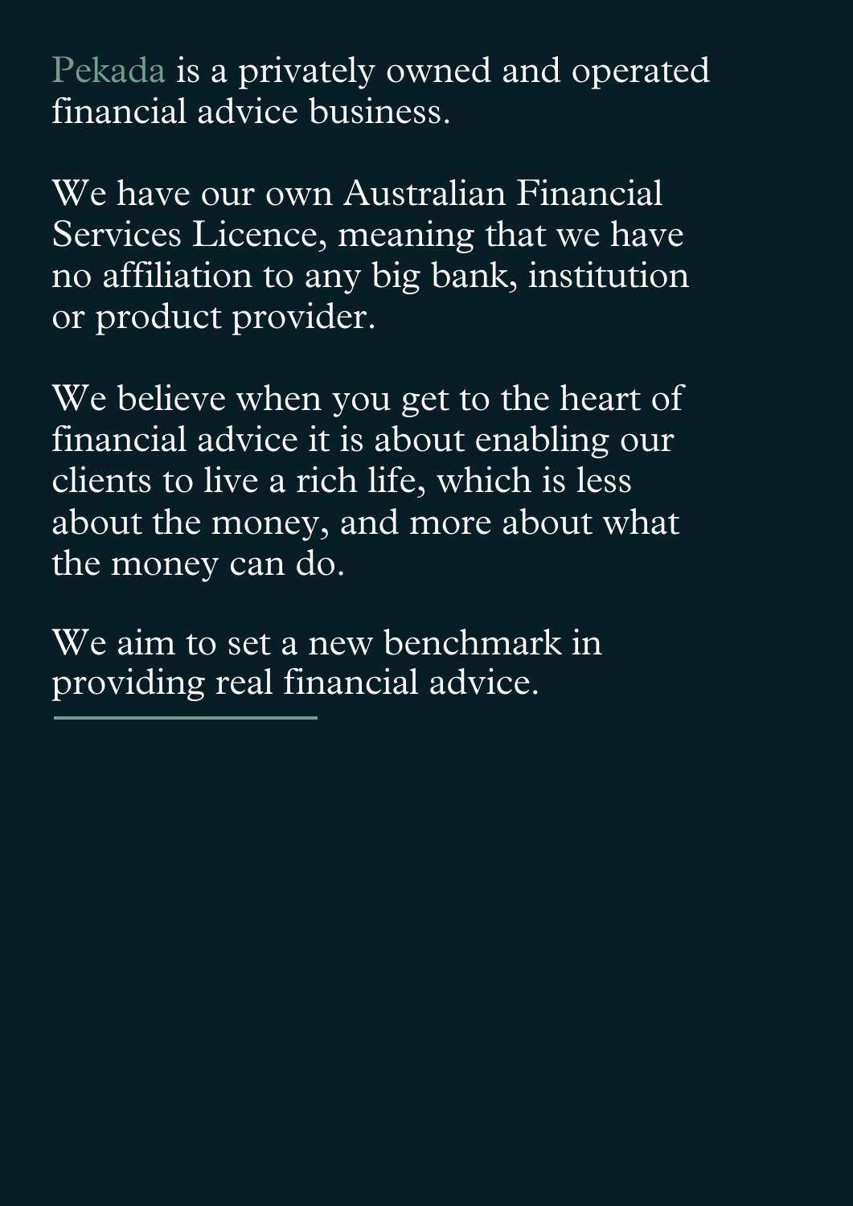Pekada is a privately owned and operated financial advice business.

We have our own Australian Financial Services Licence, meaning that we have no affiliation to any big bank, institution or product provider.

We believe when you get to the heart of financial advice it is about enabling our clients to live a rich life, which is less about the money, and more about what the money can do.

We aim to set a new benchmark in providing real financial advice.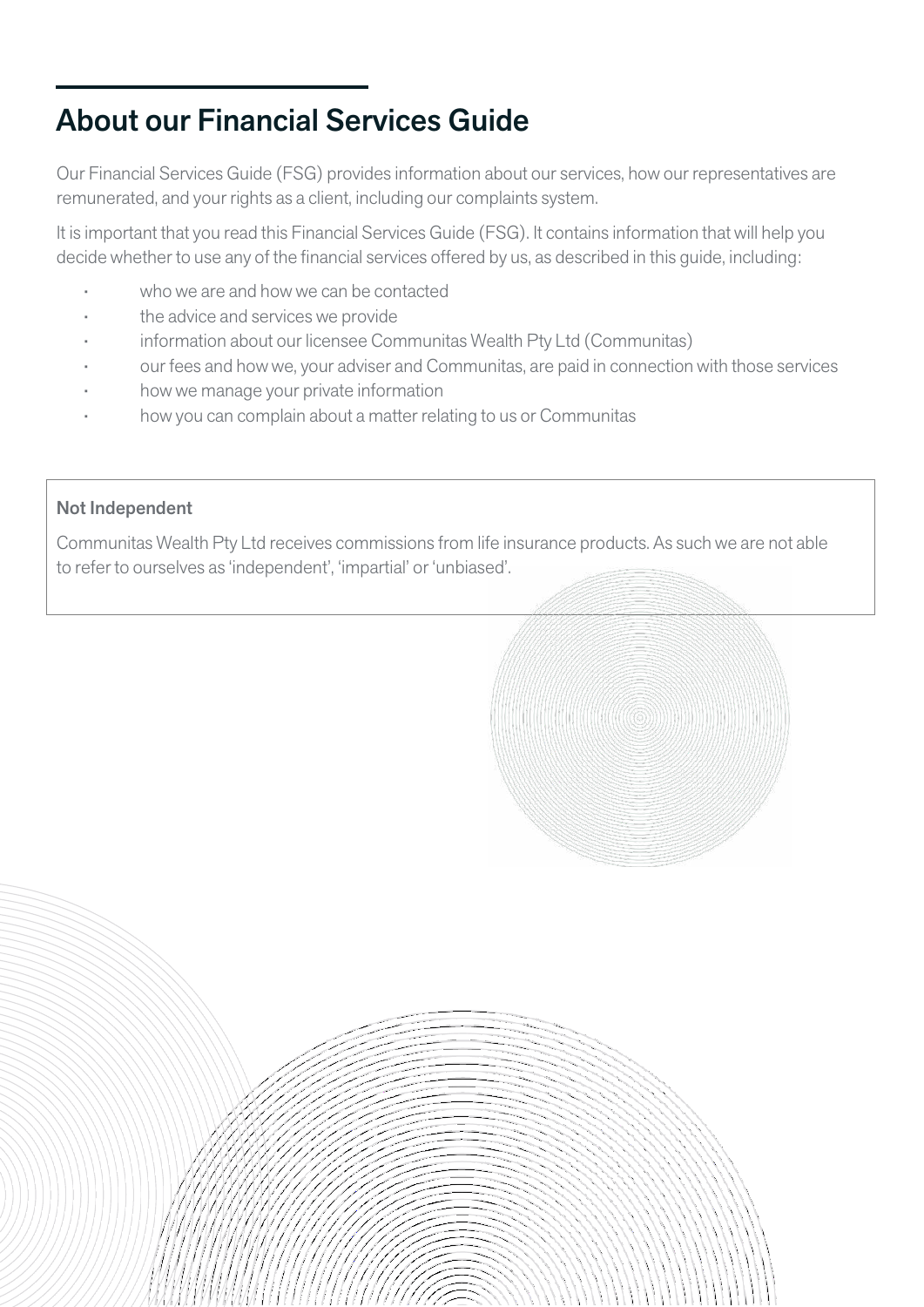## About our Financial Services Guide

Our Financial Services Guide (FSG) provides information about our services, how our representatives are remunerated, and your rights as a client, including our complaints system.

It is important that you read this Financial Services Guide (FSG). It contains information that will help you decide whether to use any of the financial services offered by us, as described in this guide, including:

- who we are and how we can be contacted
- the advice and services we provide
- information about our licensee Communitas Wealth Pty Ltd (Communitas)
- our fees and how we, your adviser and Communitas, are paid in connection with those services
- how we manage your private information
- how you can complain about a matter relating to us or Communitas

**Not Independent**

Communitas Wealth Pty Ltd receives commissions from life insurance products. As such we are not able to refer to ourselves as 'independent', 'impartial' or 'unbiased'.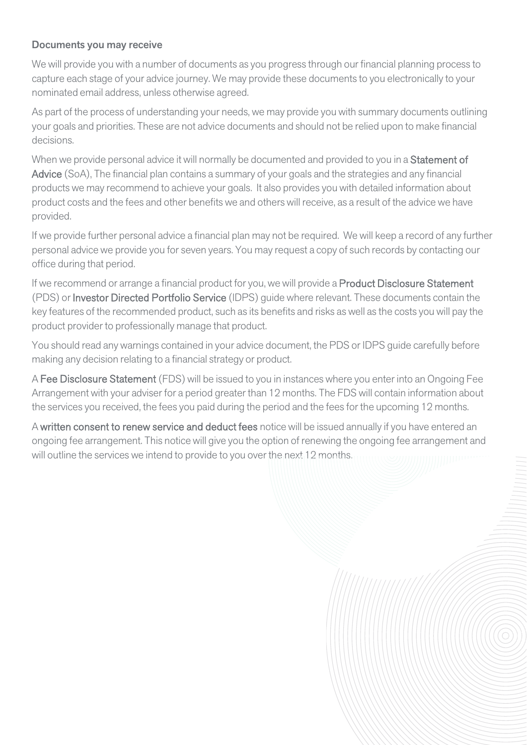### Documents you may receive

We will provide you with a number of documents as you progress through our financial planning process to capture each stage of your advice journey. We may provide these documents to you electronically to your nominated email address, unless otherwise agreed.

As part of the process of understanding your needs, we may provide you with summary documents outlining your goals and priorities. These are not advice documents and should not be relied upon to make financial decisions.

When we provide personal advice it will normally be documented and provided to you in a **Statement of Advice** (SoA), The financial plan contains a summary of your goals and the strategies and any financial products we may recommend to achieve your goals. It also provides you with detailed information about product costs and the fees and other benefits we and others will receive, as a result of the advice we have provided.

If we provide further personal advice a financial plan may not be required. We will keep a record of any further personal advice we provide you for seven years. You may request a copy of such records by contacting our office during that period.

If we recommend or arrange a financial product for you, we will provide a **Product Disclosure Statement** (PDS) or **Investor Directed Portfolio Service** (IDPS) guide where relevant. These documents contain the key features of the recommended product, such as its benefits and risks as well as the costs you will pay the product provider to professionally manage that product.

You should read any warnings contained in your advice document, the PDS or IDPS guide carefully before making any decision relating to a financial strategy or product.

A **Fee Disclosure Statement** (FDS) will be issued to you in instances where you enter into an Ongoing Fee Arrangement with your adviser for a period greater than 12 months. The FDS will contain information about the services you received, the fees you paid during the period and the fees for the upcoming 12 months.

A **written consent to renew service and deduct fees** notice will be issued annually if you have entered an ongoing fee arrangement. This notice will give you the option of renewing the ongoing fee arrangement and will outline the services we intend to provide to you over the next 12 months.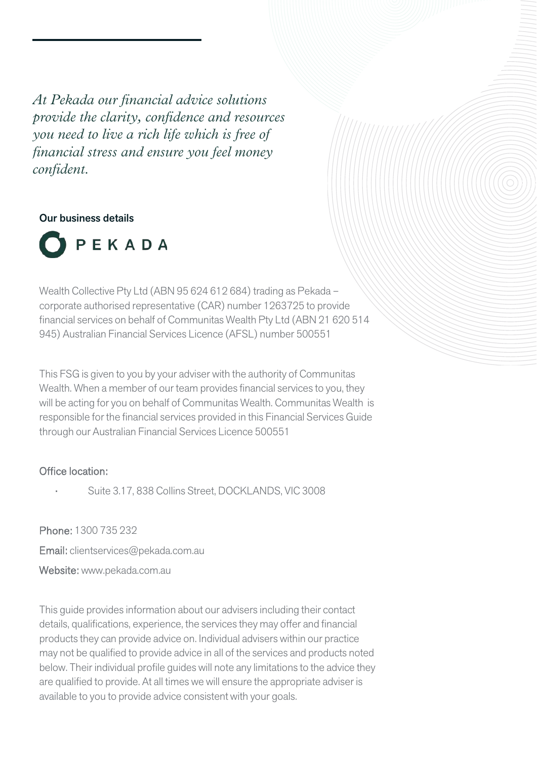*At Pekada our financial advice solutions provide the clarity, confidence and resources you need to live a rich life which is free of financial stress and ensure you feel money confident.*

**Our business details**

PEKADA

Wealth Collective Pty Ltd (ABN 95 624 612 684) trading as Pekada – corporate authorised representative (CAR) number 1263725 to provide financial services on behalf of Communitas Wealth Pty Ltd (ABN 21 620 514 945) Australian Financial Services Licence (AFSL) number 500551

This FSG is given to you by your adviser with the authority of Communitas Wealth. When a member of our team provides financial services to you, they will be acting for you on behalf of Communitas Wealth. Communitas Wealth is responsible for the financial services provided in this Financial Services Guide through our Australian Financial Services Licence 500551

Office location:

- Suite 3.17, 838 Collins Street, DOCKLANDS, VIC 3008

Phone: 1300 735 232

Email: clientservices@pekada.com.au

Website: www.pekada.com.au

This guide provides information about our advisers including their contact details, qualifications, experience, the services they may offer and financial products they can provide advice on. Individual advisers within our practice may not be qualified to provide advice in all of the services and products noted below. Their individual profile guides will note any limitations to the advice they are qualified to provide. At all times we will ensure the appropriate adviser is available to you to provide advice consistent with your goals.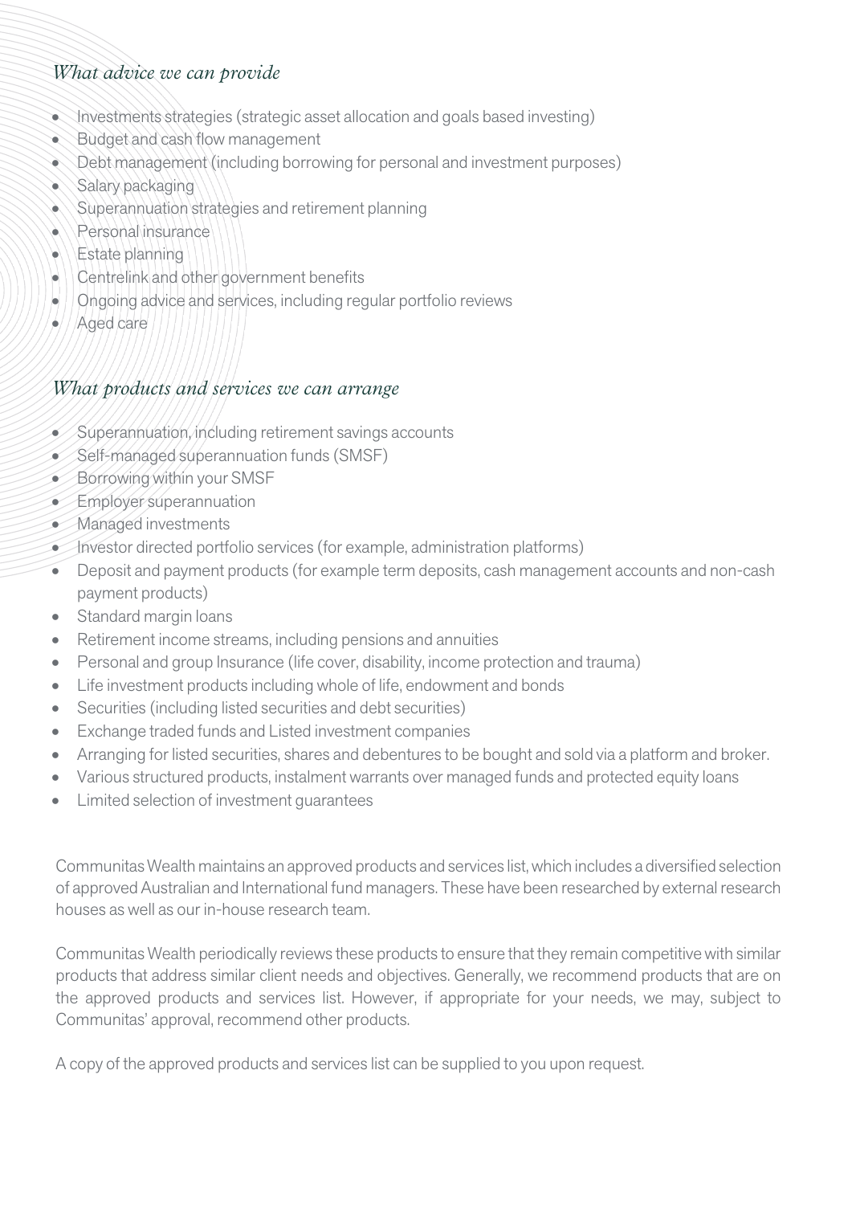## *What advice we can provide*

- Investments strategies (strategic asset allocation and goals based investing)
- Budget and cash flow management
- Debt management (including borrowing for personal and investment purposes)
- Salary packaging
- Superannuation strategies and retirement planning
- Personal insurance
- Estate planning
- Centrelink and other government benefits
- Ongoing advice and services, including regular portfolio reviews
- Aged care

## *What products and services we can arrange*

- Superannuation, including retirement savings accounts
- Self-managed superannuation funds (SMSF)
- Borrowing within your SMSF
- Employer superannuation
- Managed investments
- Investor directed portfolio services (for example, administration platforms)
- Deposit and payment products (for example term deposits, cash management accounts and non-cash payment products)
- Standard margin loans
- Retirement income streams, including pensions and annuities
- Personal and group Insurance (life cover, disability, income protection and trauma)
- Life investment products including whole of life, endowment and bonds
- Securities (including listed securities and debt securities)
- Exchange traded funds and Listed investment companies
- Arranging for listed securities, shares and debentures to be bought and sold via a platform and broker.
- Various structured products, instalment warrants over managed funds and protected equity loans
- Limited selection of investment guarantees

Communitas Wealth maintains an approved products and services list, which includes a diversified selection of approved Australian and International fund managers. These have been researched by external research houses as well as our in-house research team.

Communitas Wealth periodically reviews these products to ensure that they remain competitive with similar products that address similar client needs and objectives. Generally, we recommend products that are on the approved products and services list. However, if appropriate for your needs, we may, subject to Communitas' approval, recommend other products.

A copy of the approved products and services list can be supplied to you upon request.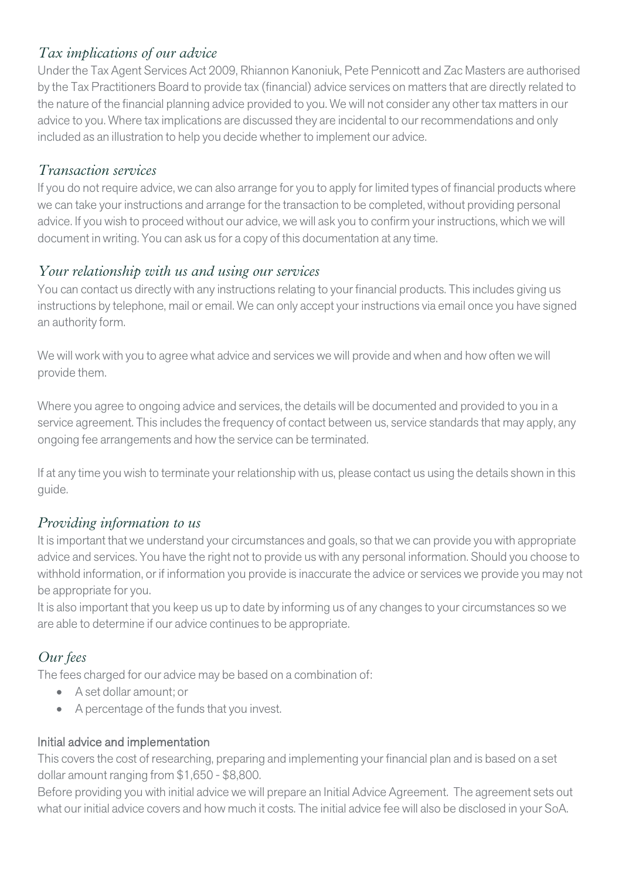## *Tax implications of our advice*

Under the Tax Agent Services Act 2009, Rhiannon Kanoniuk, Pete Pennicott and Zac Masters are authorised by the Tax Practitioners Board to provide tax (financial) advice services on matters that are directly related to the nature of the financial planning advice provided to you. We will not consider any other tax matters in our advice to you. Where tax implications are discussed they are incidental to our recommendations and only included as an illustration to help you decide whether to implement our advice.

## *Transaction services*

If you do not require advice, we can also arrange for you to apply for limited types of financial products where we can take your instructions and arrange for the transaction to be completed, without providing personal advice. If you wish to proceed without our advice, we will ask you to confirm your instructions, which we will document in writing. You can ask us for a copy of this documentation at any time.

## *Your relationship with us and using our services*

You can contact us directly with any instructions relating to your financial products. This includes giving us instructions by telephone, mail or email. We can only accept your instructions via email once you have signed an authority form.

We will work with you to agree what advice and services we will provide and when and how often we will provide them.

Where you agree to ongoing advice and services, the details will be documented and provided to you in a service agreement. This includes the frequency of contact between us, service standards that may apply, any ongoing fee arrangements and how the service can be terminated.

If at any time you wish to terminate your relationship with us, please contact us using the details shown in this guide.

## *Providing information to us*

It is important that we understand your circumstances and goals, so that we can provide you with appropriate advice and services. You have the right not to provide us with any personal information. Should you choose to withhold information, or if information you provide is inaccurate the advice or services we provide you may not be appropriate for you.

It is also important that you keep us up to date by informing us of any changes to your circumstances so we are able to determine if our advice continues to be appropriate.

## *Our fees*

The fees charged for our advice may be based on a combination of:

- A set dollar amount; or
- A percentage of the funds that you invest.

### Initial advice and implementation

This covers the cost of researching, preparing and implementing your financial plan and is based on a set dollar amount ranging from $1,650 - $8,800.

Before providing you with initial advice we will prepare an Initial Advice Agreement. The agreement sets out what our initial advice covers and how much it costs. The initial advice fee will also be disclosed in your SoA.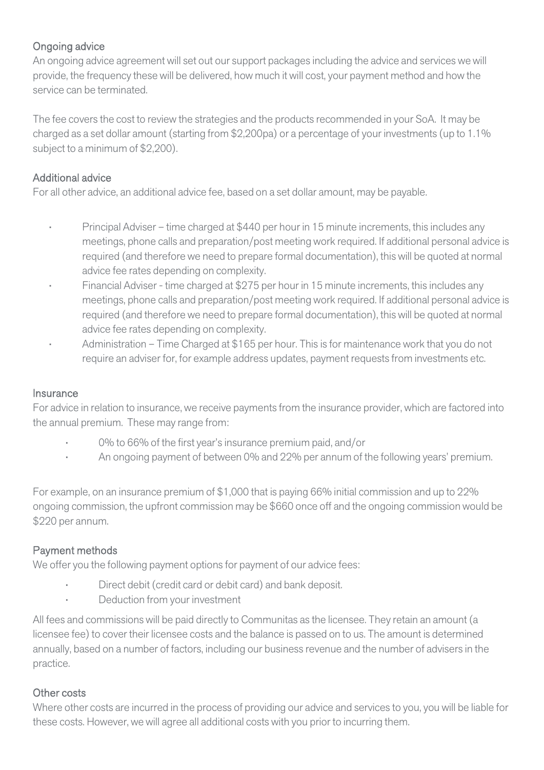## Ongoing advice

An ongoing advice agreement will set out our support packages including the advice and services we will provide, the frequency these will be delivered, how much it will cost, your payment method and how the service can be terminated.

The fee covers the cost to review the strategies and the products recommended in your SoA. It may be charged as a set dollar amount (starting from $2,200pa) or a percentage of your investments (up to 1.1% subject to a minimum of $2,200).

## Additional advice

For all other advice, an additional advice fee, based on a set dollar amount, may be payable.

- Principal Adviser – time charged at $440 per hour in 15 minute increments, this includes any meetings, phone calls and preparation/post meeting work required. If additional personal advice is required (and therefore we need to prepare formal documentation), this will be quoted at normal advice fee rates depending on complexity.
- Financial Adviser - time charged at $275 per hour in 15 minute increments, this includes any meetings, phone calls and preparation/post meeting work required. If additional personal advice is required (and therefore we need to prepare formal documentation), this will be quoted at normal advice fee rates depending on complexity.
- Administration – Time Charged at $165 per hour. This is for maintenance work that you do not require an adviser for, for example address updates, payment requests from investments etc.

## Insurance

For advice in relation to insurance, we receive payments from the insurance provider, which are factored into the annual premium. These may range from:

- 0% to 66% of the first year's insurance premium paid, and/or
- An ongoing payment of between 0% and 22% per annum of the following years' premium.

For example, on an insurance premium of $1,000 that is paying 66% initial commission and up to 22% ongoing commission, the upfront commission may be $660 once off and the ongoing commission would be $220 per annum.

## Payment methods

We offer you the following payment options for payment of our advice fees:

- Direct debit (credit card or debit card) and bank deposit.
- Deduction from your investment

All fees and commissions will be paid directly to Communitas as the licensee. They retain an amount (a licensee fee) to cover their licensee costs and the balance is passed on to us. The amount is determined annually, based on a number of factors, including our business revenue and the number of advisers in the practice.

## Other costs

Where other costs are incurred in the process of providing our advice and services to you, you will be liable for these costs. However, we will agree all additional costs with you prior to incurring them.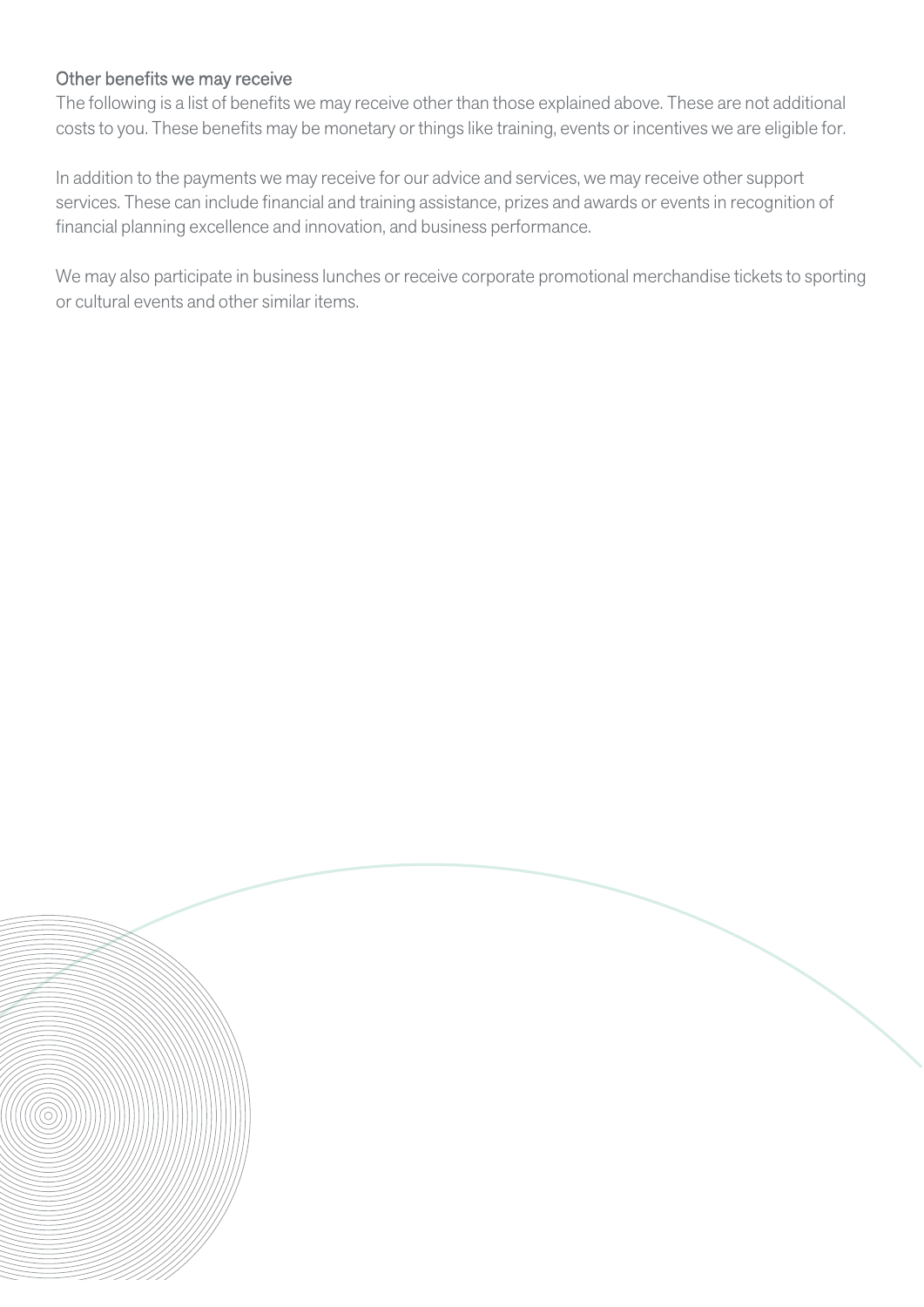### Other benefits we may receive

The following is a list of benefits we may receive other than those explained above. These are not additional costs to you. These benefits may be monetary or things like training, events or incentives we are eligible for.

In addition to the payments we may receive for our advice and services, we may receive other support services. These can include financial and training assistance, prizes and awards or events in recognition of financial planning excellence and innovation, and business performance.

We may also participate in business lunches or receive corporate promotional merchandise tickets to sporting or cultural events and other similar items.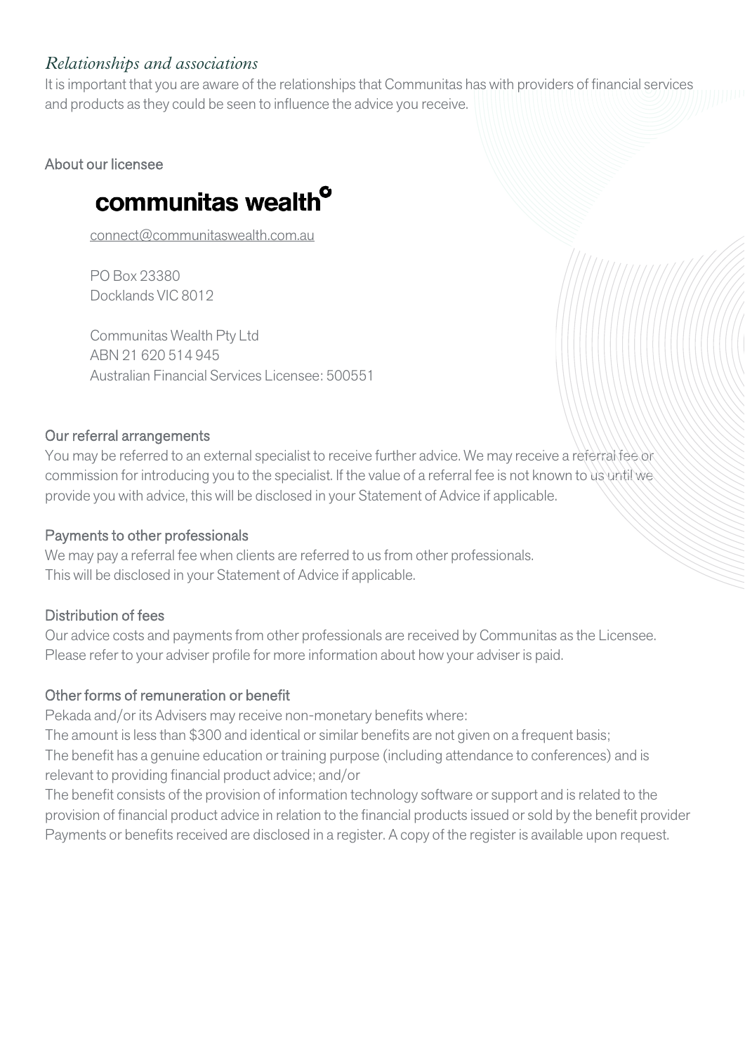## *Relationships and associations*

It is important that you are aware of the relationships that Communitas has with providers of financial services and products as they could be seen to influence the advice you receive.

### About our licensee

**communitas wealth**

connect@communitaswealth.com.au

PO Box 23380
Docklands VIC 8012

Communitas Wealth Pty Ltd
ABN 21 620 514 945
Australian Financial Services Licensee: 500551

### Our referral arrangements

You may be referred to an external specialist to receive further advice. We may receive a referral fee or commission for introducing you to the specialist. If the value of a referral fee is not known to us until we provide you with advice, this will be disclosed in your Statement of Advice if applicable.

### Payments to other professionals

We may pay a referral fee when clients are referred to us from other professionals.
This will be disclosed in your Statement of Advice if applicable.

### Distribution of fees

Our advice costs and payments from other professionals are received by Communitas as the Licensee. Please refer to your adviser profile for more information about how your adviser is paid.

### Other forms of remuneration or benefit

Pekada and/or its Advisers may receive non-monetary benefits where:

The amount is less than $300 and identical or similar benefits are not given on a frequent basis;

The benefit has a genuine education or training purpose (including attendance to conferences) and is relevant to providing financial product advice; and/or

The benefit consists of the provision of information technology software or support and is related to the provision of financial product advice in relation to the financial products issued or sold by the benefit provider

Payments or benefits received are disclosed in a register. A copy of the register is available upon request.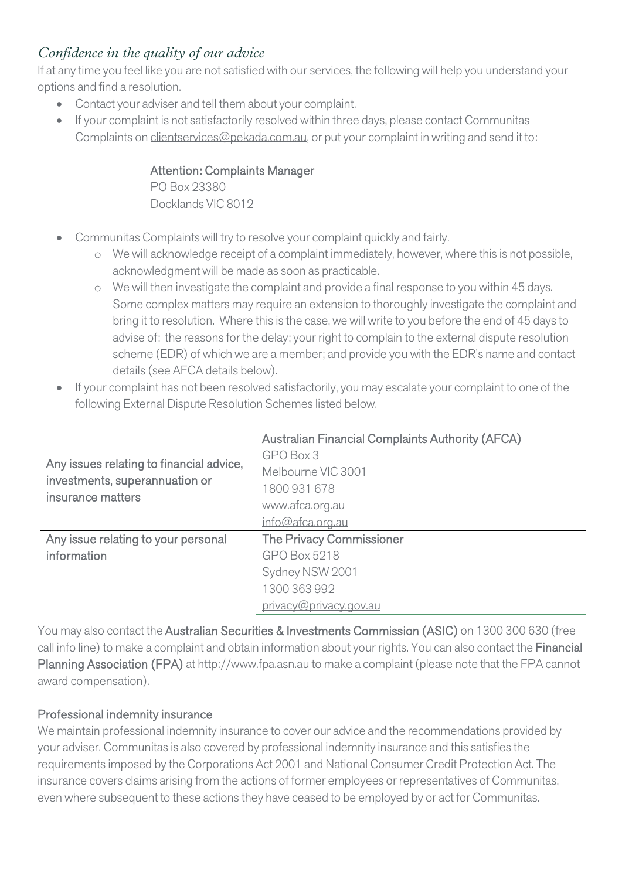## *Confidence in the quality of our advice*

If at any time you feel like you are not satisfied with our services, the following will help you understand your options and find a resolution.

- Contact your adviser and tell them about your complaint.
- If your complaint is not satisfactorily resolved within three days, please contact Communitas Complaints on clientservices@pekada.com.au, or put your complaint in writing and send it to:

  **Attention: Complaints Manager**
  PO Box 23380
  Docklands VIC 8012

- Communitas Complaints will try to resolve your complaint quickly and fairly.
  - We will acknowledge receipt of a complaint immediately, however, where this is not possible, acknowledgment will be made as soon as practicable.
  - We will then investigate the complaint and provide a final response to you within 45 days. Some complex matters may require an extension to thoroughly investigate the complaint and bring it to resolution. Where this is the case, we will write to you before the end of 45 days to advise of: the reasons for the delay; your right to complain to the external dispute resolution scheme (EDR) of which we are a member; and provide you with the EDR's name and contact details (see AFCA details below).
- If your complaint has not been resolved satisfactorily, you may escalate your complaint to one of the following External Dispute Resolution Schemes listed below.

| | |
|---|---|
| Any issues relating to financial advice, investments, superannuation or insurance matters | **Australian Financial Complaints Authority (AFCA)**<br>GPO Box 3<br>Melbourne VIC 3001<br>1800 931 678<br>www.afca.org.au<br>info@afca.org.au |
| Any issue relating to your personal information | **The Privacy Commissioner**<br>GPO Box 5218<br>Sydney NSW 2001<br>1300 363 992<br>privacy@privacy.gov.au |

You may also contact the **Australian Securities & Investments Commission (ASIC)** on 1300 300 630 (free call info line) to make a complaint and obtain information about your rights. You can also contact the **Financial Planning Association (FPA)** at http://www.fpa.asn.au to make a complaint (please note that the FPA cannot award compensation).

### Professional indemnity insurance

We maintain professional indemnity insurance to cover our advice and the recommendations provided by your adviser. Communitas is also covered by professional indemnity insurance and this satisfies the requirements imposed by the Corporations Act 2001 and National Consumer Credit Protection Act. The insurance covers claims arising from the actions of former employees or representatives of Communitas, even where subsequent to these actions they have ceased to be employed by or act for Communitas.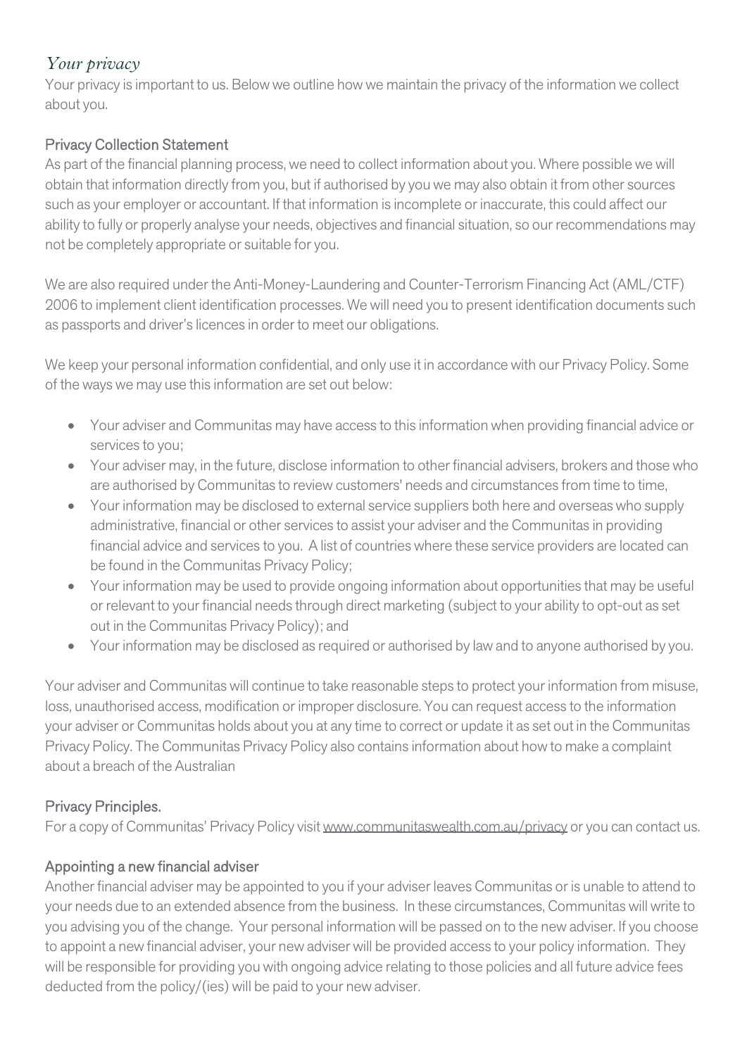## *Your privacy*

Your privacy is important to us. Below we outline how we maintain the privacy of the information we collect about you.

### Privacy Collection Statement

As part of the financial planning process, we need to collect information about you. Where possible we will obtain that information directly from you, but if authorised by you we may also obtain it from other sources such as your employer or accountant. If that information is incomplete or inaccurate, this could affect our ability to fully or properly analyse your needs, objectives and financial situation, so our recommendations may not be completely appropriate or suitable for you.

We are also required under the Anti-Money-Laundering and Counter-Terrorism Financing Act (AML/CTF) 2006 to implement client identification processes. We will need you to present identification documents such as passports and driver's licences in order to meet our obligations.

We keep your personal information confidential, and only use it in accordance with our Privacy Policy. Some of the ways we may use this information are set out below:

- Your adviser and Communitas may have access to this information when providing financial advice or services to you;
- Your adviser may, in the future, disclose information to other financial advisers, brokers and those who are authorised by Communitas to review customers' needs and circumstances from time to time,
- Your information may be disclosed to external service suppliers both here and overseas who supply administrative, financial or other services to assist your adviser and the Communitas in providing financial advice and services to you. A list of countries where these service providers are located can be found in the Communitas Privacy Policy;
- Your information may be used to provide ongoing information about opportunities that may be useful or relevant to your financial needs through direct marketing (subject to your ability to opt-out as set out in the Communitas Privacy Policy); and
- Your information may be disclosed as required or authorised by law and to anyone authorised by you.

Your adviser and Communitas will continue to take reasonable steps to protect your information from misuse, loss, unauthorised access, modification or improper disclosure. You can request access to the information your adviser or Communitas holds about you at any time to correct or update it as set out in the Communitas Privacy Policy. The Communitas Privacy Policy also contains information about how to make a complaint about a breach of the Australian

### Privacy Principles.

For a copy of Communitas' Privacy Policy visit www.communitaswealth.com.au/privacy or you can contact us.

### Appointing a new financial adviser

Another financial adviser may be appointed to you if your adviser leaves Communitas or is unable to attend to your needs due to an extended absence from the business. In these circumstances, Communitas will write to you advising you of the change. Your personal information will be passed on to the new adviser. If you choose to appoint a new financial adviser, your new adviser will be provided access to your policy information. They will be responsible for providing you with ongoing advice relating to those policies and all future advice fees deducted from the policy/(ies) will be paid to your new adviser.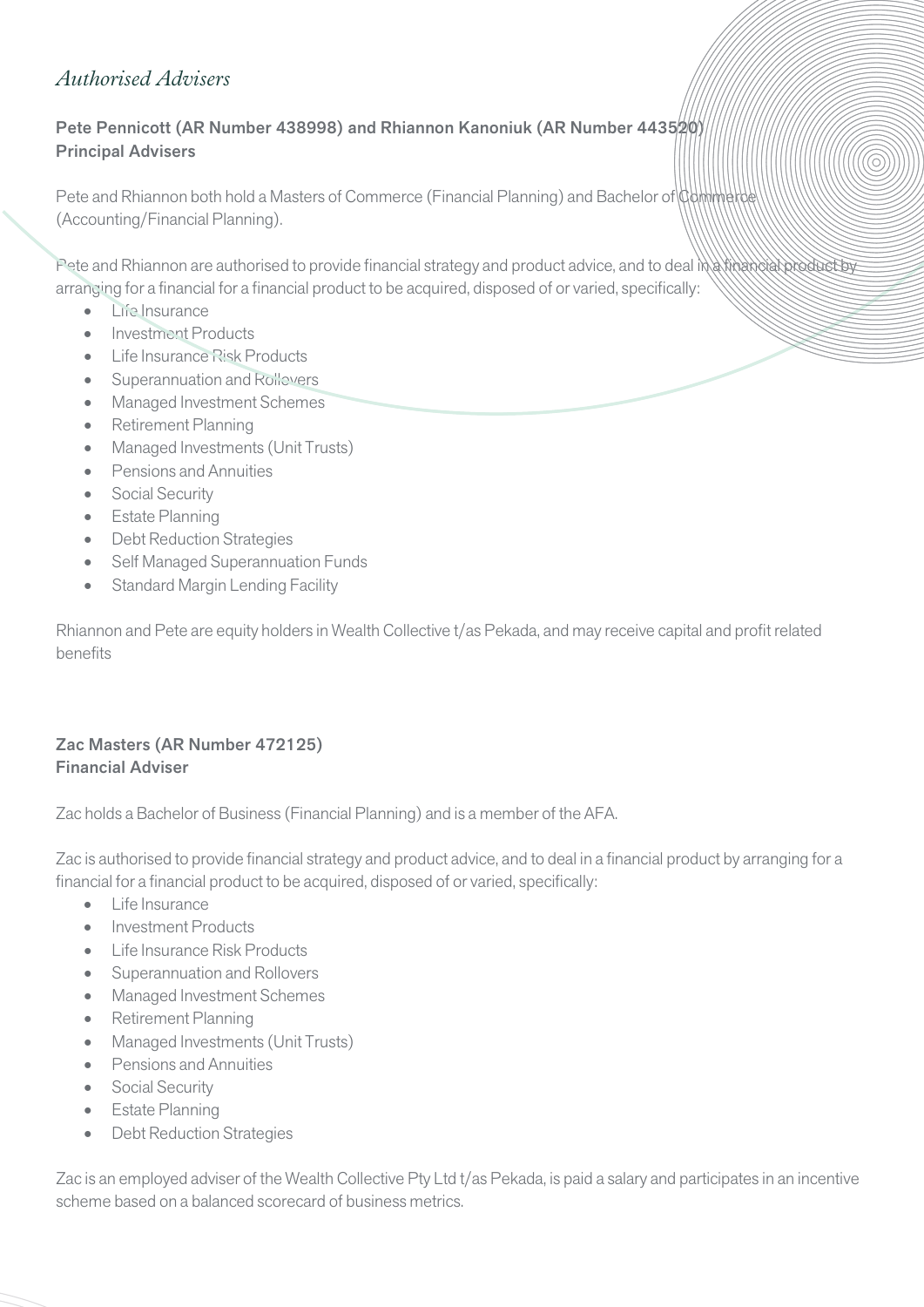# *Authorised Advisers*

**Pete Pennicott (AR Number 438998) and Rhiannon Kanoniuk (AR Number 443520)**
**Principal Advisers**

Pete and Rhiannon both hold a Masters of Commerce (Financial Planning) and Bachelor of Commerce (Accounting/Financial Planning).

Pete and Rhiannon are authorised to provide financial strategy and product advice, and to deal in a financial product by arranging for a financial for a financial product to be acquired, disposed of or varied, specifically:

- Life Insurance
- Investment Products
- Life Insurance Risk Products
- Superannuation and Rollovers
- Managed Investment Schemes
- Retirement Planning
- Managed Investments (Unit Trusts)
- Pensions and Annuities
- Social Security
- Estate Planning
- Debt Reduction Strategies
- Self Managed Superannuation Funds
- Standard Margin Lending Facility

Rhiannon and Pete are equity holders in Wealth Collective t/as Pekada, and may receive capital and profit related benefits

**Zac Masters (AR Number 472125)**
**Financial Adviser**

Zac holds a Bachelor of Business (Financial Planning) and is a member of the AFA.

Zac is authorised to provide financial strategy and product advice, and to deal in a financial product by arranging for a financial for a financial product to be acquired, disposed of or varied, specifically:

- Life Insurance
- Investment Products
- Life Insurance Risk Products
- Superannuation and Rollovers
- Managed Investment Schemes
- Retirement Planning
- Managed Investments (Unit Trusts)
- Pensions and Annuities
- Social Security
- Estate Planning
- Debt Reduction Strategies

Zac is an employed adviser of the Wealth Collective Pty Ltd t/as Pekada, is paid a salary and participates in an incentive scheme based on a balanced scorecard of business metrics.